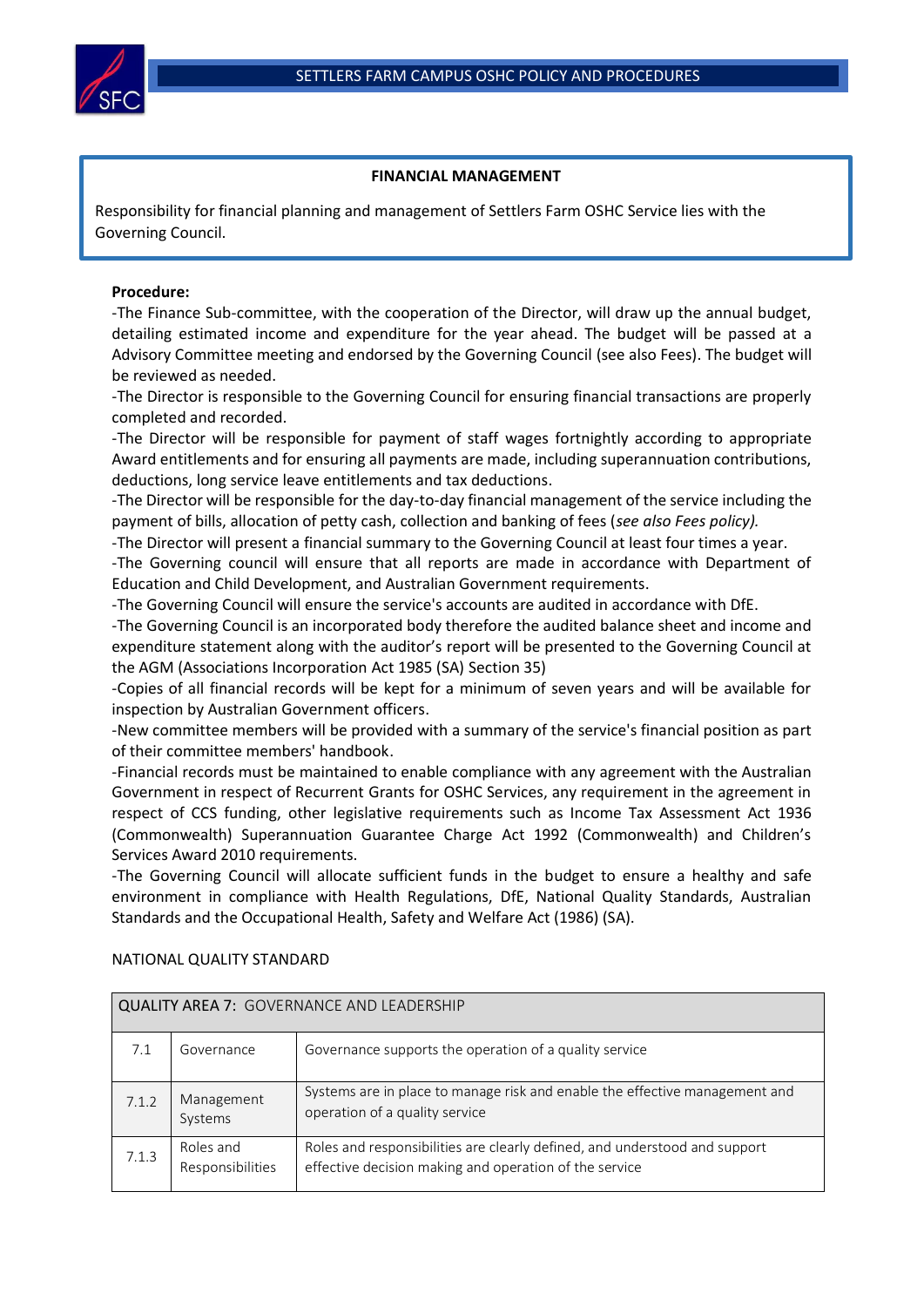# FINANCIAL MANAGEMENT

Responsibility for financial planning and management of Settlers Farm OSHC Service lies with the Governing Council.

**Procedure:**

-The Finance Sub-committee, with the cooperation of the Director, will draw up the annual budget, detailing estimated income and expenditure for the year ahead. The budget will be passed at a Advisory Committee meeting and endorsed by the Governing Council (see also Fees). The budget will be reviewed as needed.

-The Director is responsible to the Governing Council for ensuring financial transactions are properly completed and recorded.

-The Director will be responsible for payment of staff wages fortnightly according to appropriate Award entitlements and for ensuring all payments are made, including superannuation contributions, deductions, long service leave entitlements and tax deductions.

-The Director will be responsible for the day-to-day financial management of the service including the payment of bills, allocation of petty cash, collection and banking of fees (*see also Fees policy).*

-The Director will present a financial summary to the Governing Council at least four times a year.

-The Governing council will ensure that all reports are made in accordance with Department of Education and Child Development, and Australian Government requirements.

-The Governing Council will ensure the service's accounts are audited in accordance with DfE.

-The Governing Council is an incorporated body therefore the audited balance sheet and income and expenditure statement along with the auditor's report will be presented to the Governing Council at the AGM (Associations Incorporation Act 1985 (SA) Section 35)

-Copies of all financial records will be kept for a minimum of seven years and will be available for inspection by Australian Government officers.

-New committee members will be provided with a summary of the service's financial position as part of their committee members' handbook.

-Financial records must be maintained to enable compliance with any agreement with the Australian Government in respect of Recurrent Grants for OSHC Services, any requirement in the agreement in respect of CCS funding, other legislative requirements such as Income Tax Assessment Act 1936 (Commonwealth) Superannuation Guarantee Charge Act 1992 (Commonwealth) and Children's Services Award 2010 requirements.

-The Governing Council will allocate sufficient funds in the budget to ensure a healthy and safe environment in compliance with Health Regulations, DfE, National Quality Standards, Australian Standards and the Occupational Health, Safety and Welfare Act (1986) (SA).

NATIONAL QUALITY STANDARD

| QUALITY AREA 7: GOVERNANCE AND LEADERSHIP | | |
|---|---|---|
| 7.1 | Governance | Governance supports the operation of a quality service |
| 7.1.2 | Management Systems | Systems are in place to manage risk and enable the effective management and operation of a quality service |
| 7.1.3 | Roles and Responsibilities | Roles and responsibilities are clearly defined, and understood and support effective decision making and operation of the service |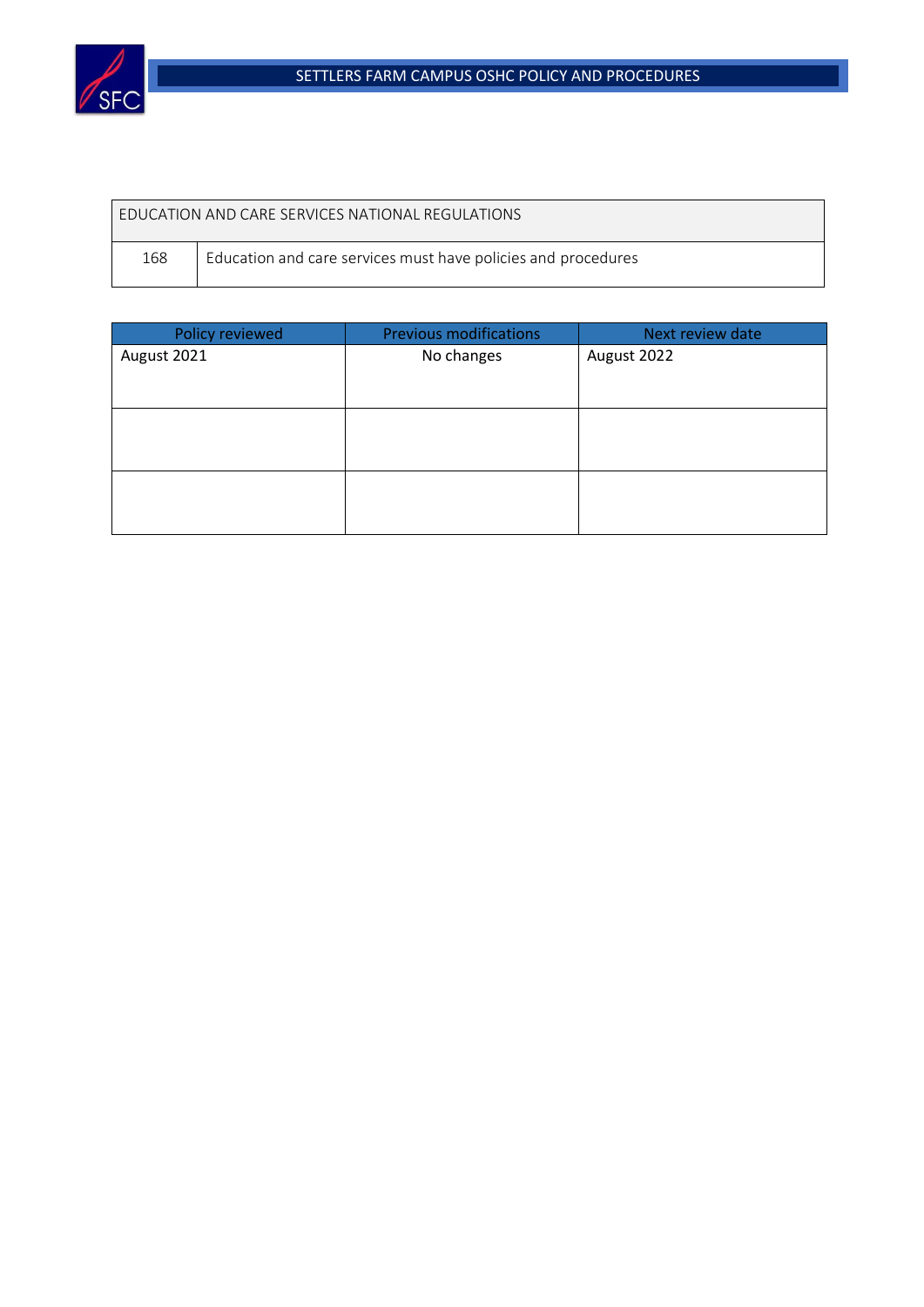| EDUCATION AND CARE SERVICES NATIONAL REGULATIONS | |
|---|---|
| 168 | Education and care services must have policies and procedures |

| Policy reviewed | Previous modifications | Next review date |
|---|---|---|
| August 2021 | No changes | August 2022 |
| | | |
| | | |